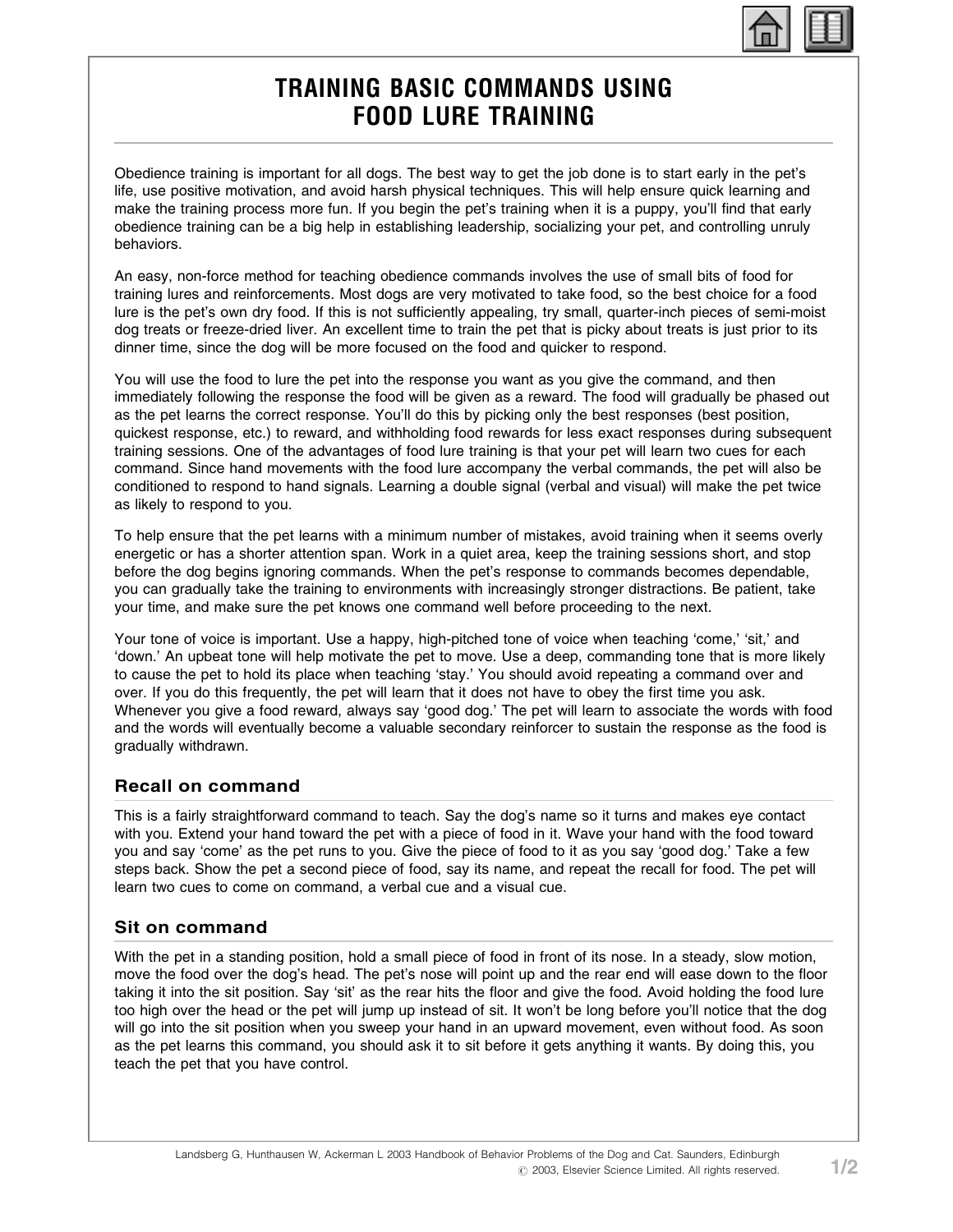# TRAINING BASIC COMMANDS USING FOOD LURE TRAINING

Obedience training is important for all dogs. The best way to get the job done is to start early in the pet's life, use positive motivation, and avoid harsh physical techniques. This will help ensure quick learning and make the training process more fun. If you begin the pet's training when it is a puppy, you'll find that early obedience training can be a big help in establishing leadership, socializing your pet, and controlling unruly behaviors.

An easy, non-force method for teaching obedience commands involves the use of small bits of food for training lures and reinforcements. Most dogs are very motivated to take food, so the best choice for a food lure is the pet's own dry food. If this is not sufficiently appealing, try small, quarter-inch pieces of semi-moist dog treats or freeze-dried liver. An excellent time to train the pet that is picky about treats is just prior to its dinner time, since the dog will be more focused on the food and quicker to respond.

You will use the food to lure the pet into the response you want as you give the command, and then immediately following the response the food will be given as a reward. The food will gradually be phased out as the pet learns the correct response. You'll do this by picking only the best responses (best position, quickest response, etc.) to reward, and withholding food rewards for less exact responses during subsequent training sessions. One of the advantages of food lure training is that your pet will learn two cues for each command. Since hand movements with the food lure accompany the verbal commands, the pet will also be conditioned to respond to hand signals. Learning a double signal (verbal and visual) will make the pet twice as likely to respond to you.

To help ensure that the pet learns with a minimum number of mistakes, avoid training when it seems overly energetic or has a shorter attention span. Work in a quiet area, keep the training sessions short, and stop before the dog begins ignoring commands. When the pet's response to commands becomes dependable, you can gradually take the training to environments with increasingly stronger distractions. Be patient, take your time, and make sure the pet knows one command well before proceeding to the next.

Your tone of voice is important. Use a happy, high-pitched tone of voice when teaching 'come,' 'sit,' and 'down.' An upbeat tone will help motivate the pet to move. Use a deep, commanding tone that is more likely to cause the pet to hold its place when teaching 'stay.' You should avoid repeating a command over and over. If you do this frequently, the pet will learn that it does not have to obey the first time you ask. Whenever you give a food reward, always say 'good dog.' The pet will learn to associate the words with food and the words will eventually become a valuable secondary reinforcer to sustain the response as the food is gradually withdrawn.

## Recall on command

This is a fairly straightforward command to teach. Say the dog's name so it turns and makes eye contact with you. Extend your hand toward the pet with a piece of food in it. Wave your hand with the food toward you and say 'come' as the pet runs to you. Give the piece of food to it as you say 'good dog.' Take a few steps back. Show the pet a second piece of food, say its name, and repeat the recall for food. The pet will learn two cues to come on command, a verbal cue and a visual cue.

## Sit on command

With the pet in a standing position, hold a small piece of food in front of its nose. In a steady, slow motion, move the food over the dog's head. The pet's nose will point up and the rear end will ease down to the floor taking it into the sit position. Say 'sit' as the rear hits the floor and give the food. Avoid holding the food lure too high over the head or the pet will jump up instead of sit. It won't be long before you'll notice that the dog will go into the sit position when you sweep your hand in an upward movement, even without food. As soon as the pet learns this command, you should ask it to sit before it gets anything it wants. By doing this, you teach the pet that you have control.

Landsberg G, Hunthausen W, Ackerman L 2003 Handbook of Behavior Problems of the Dog and Cat. Saunders, Edinburgh
© 2003, Elsevier Science Limited. All rights reserved.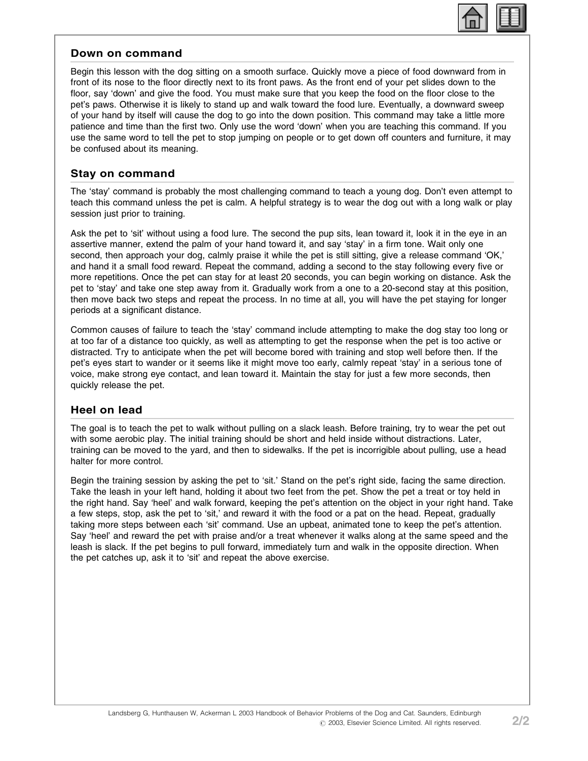## Down on command

Begin this lesson with the dog sitting on a smooth surface. Quickly move a piece of food downward from in front of its nose to the floor directly next to its front paws. As the front end of your pet slides down to the floor, say 'down' and give the food. You must make sure that you keep the food on the floor close to the pet's paws. Otherwise it is likely to stand up and walk toward the food lure. Eventually, a downward sweep of your hand by itself will cause the dog to go into the down position. This command may take a little more patience and time than the first two. Only use the word 'down' when you are teaching this command. If you use the same word to tell the pet to stop jumping on people or to get down off counters and furniture, it may be confused about its meaning.

## Stay on command

The 'stay' command is probably the most challenging command to teach a young dog. Don't even attempt to teach this command unless the pet is calm. A helpful strategy is to wear the dog out with a long walk or play session just prior to training.

Ask the pet to 'sit' without using a food lure. The second the pup sits, lean toward it, look it in the eye in an assertive manner, extend the palm of your hand toward it, and say 'stay' in a firm tone. Wait only one second, then approach your dog, calmly praise it while the pet is still sitting, give a release command 'OK,' and hand it a small food reward. Repeat the command, adding a second to the stay following every five or more repetitions. Once the pet can stay for at least 20 seconds, you can begin working on distance. Ask the pet to 'stay' and take one step away from it. Gradually work from a one to a 20-second stay at this position, then move back two steps and repeat the process. In no time at all, you will have the pet staying for longer periods at a significant distance.

Common causes of failure to teach the 'stay' command include attempting to make the dog stay too long or at too far of a distance too quickly, as well as attempting to get the response when the pet is too active or distracted. Try to anticipate when the pet will become bored with training and stop well before then. If the pet's eyes start to wander or it seems like it might move too early, calmly repeat 'stay' in a serious tone of voice, make strong eye contact, and lean toward it. Maintain the stay for just a few more seconds, then quickly release the pet.

## Heel on lead

The goal is to teach the pet to walk without pulling on a slack leash. Before training, try to wear the pet out with some aerobic play. The initial training should be short and held inside without distractions. Later, training can be moved to the yard, and then to sidewalks. If the pet is incorrigible about pulling, use a head halter for more control.

Begin the training session by asking the pet to 'sit.' Stand on the pet's right side, facing the same direction. Take the leash in your left hand, holding it about two feet from the pet. Show the pet a treat or toy held in the right hand. Say 'heel' and walk forward, keeping the pet's attention on the object in your right hand. Take a few steps, stop, ask the pet to 'sit,' and reward it with the food or a pat on the head. Repeat, gradually taking more steps between each 'sit' command. Use an upbeat, animated tone to keep the pet's attention. Say 'heel' and reward the pet with praise and/or a treat whenever it walks along at the same speed and the leash is slack. If the pet begins to pull forward, immediately turn and walk in the opposite direction. When the pet catches up, ask it to 'sit' and repeat the above exercise.

Landsberg G, Hunthausen W, Ackerman L 2003 Handbook of Behavior Problems of the Dog and Cat. Saunders, Edinburgh
© 2003, Elsevier Science Limited. All rights reserved.